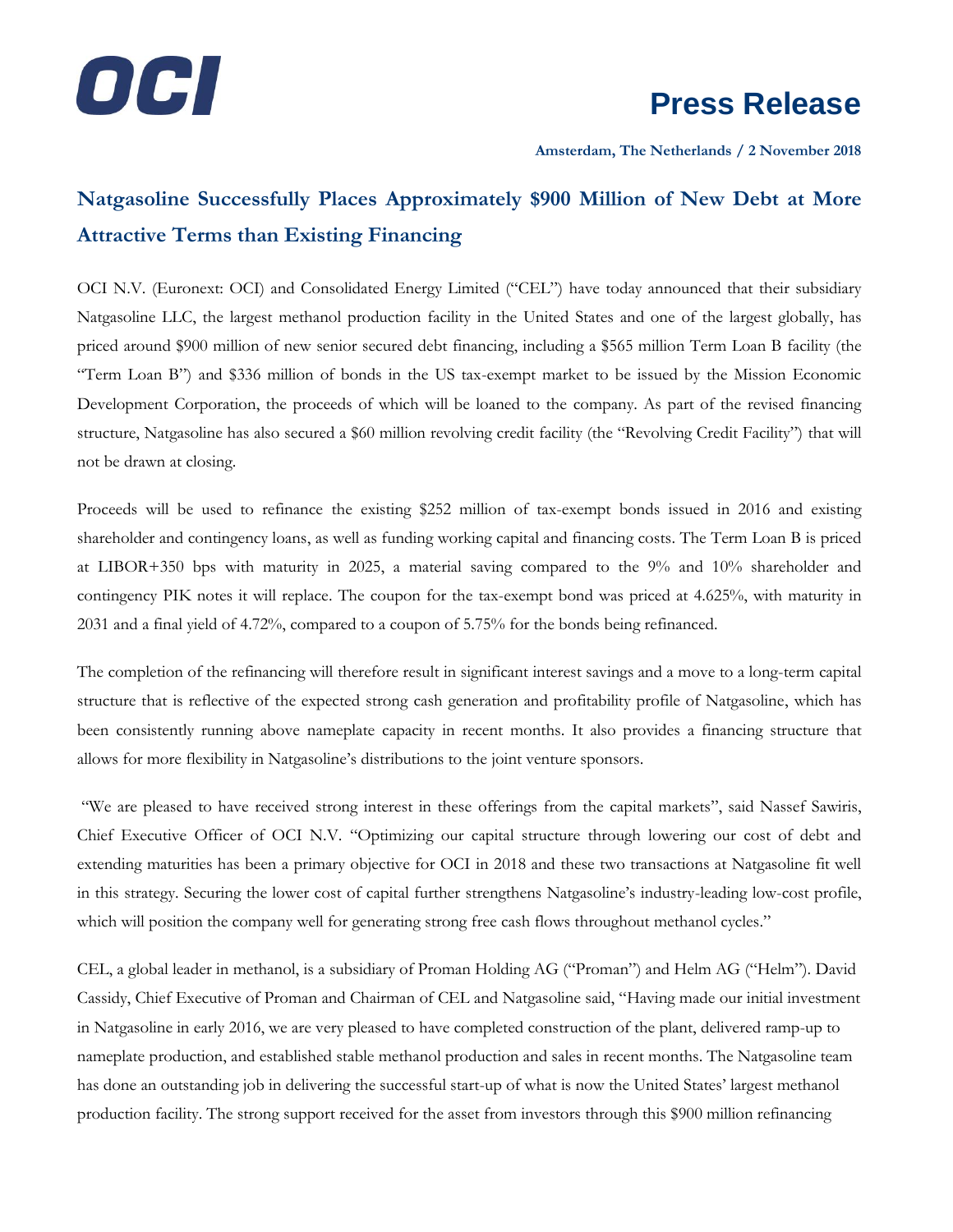OCI

# Press Release

**Amsterdam, The Netherlands / 2 November 2018**

## Natgasoline Successfully Places Approximately $900 Million of New Debt at More Attractive Terms than Existing Financing

OCI N.V. (Euronext: OCI) and Consolidated Energy Limited ("CEL") have today announced that their subsidiary Natgasoline LLC, the largest methanol production facility in the United States and one of the largest globally, has priced around $900 million of new senior secured debt financing, including a $565 million Term Loan B facility (the "Term Loan B") and $336 million of bonds in the US tax-exempt market to be issued by the Mission Economic Development Corporation, the proceeds of which will be loaned to the company. As part of the revised financing structure, Natgasoline has also secured a $60 million revolving credit facility (the "Revolving Credit Facility") that will not be drawn at closing.

Proceeds will be used to refinance the existing $252 million of tax-exempt bonds issued in 2016 and existing shareholder and contingency loans, as well as funding working capital and financing costs. The Term Loan B is priced at LIBOR+350 bps with maturity in 2025, a material saving compared to the 9% and 10% shareholder and contingency PIK notes it will replace. The coupon for the tax-exempt bond was priced at 4.625%, with maturity in 2031 and a final yield of 4.72%, compared to a coupon of 5.75% for the bonds being refinanced.

The completion of the refinancing will therefore result in significant interest savings and a move to a long-term capital structure that is reflective of the expected strong cash generation and profitability profile of Natgasoline, which has been consistently running above nameplate capacity in recent months. It also provides a financing structure that allows for more flexibility in Natgasoline's distributions to the joint venture sponsors.

"We are pleased to have received strong interest in these offerings from the capital markets", said Nassef Sawiris, Chief Executive Officer of OCI N.V. "Optimizing our capital structure through lowering our cost of debt and extending maturities has been a primary objective for OCI in 2018 and these two transactions at Natgasoline fit well in this strategy. Securing the lower cost of capital further strengthens Natgasoline's industry-leading low-cost profile, which will position the company well for generating strong free cash flows throughout methanol cycles."

CEL, a global leader in methanol, is a subsidiary of Proman Holding AG ("Proman") and Helm AG ("Helm"). David Cassidy, Chief Executive of Proman and Chairman of CEL and Natgasoline said, "Having made our initial investment in Natgasoline in early 2016, we are very pleased to have completed construction of the plant, delivered ramp-up to nameplate production, and established stable methanol production and sales in recent months. The Natgasoline team has done an outstanding job in delivering the successful start-up of what is now the United States' largest methanol production facility. The strong support received for the asset from investors through this $900 million refinancing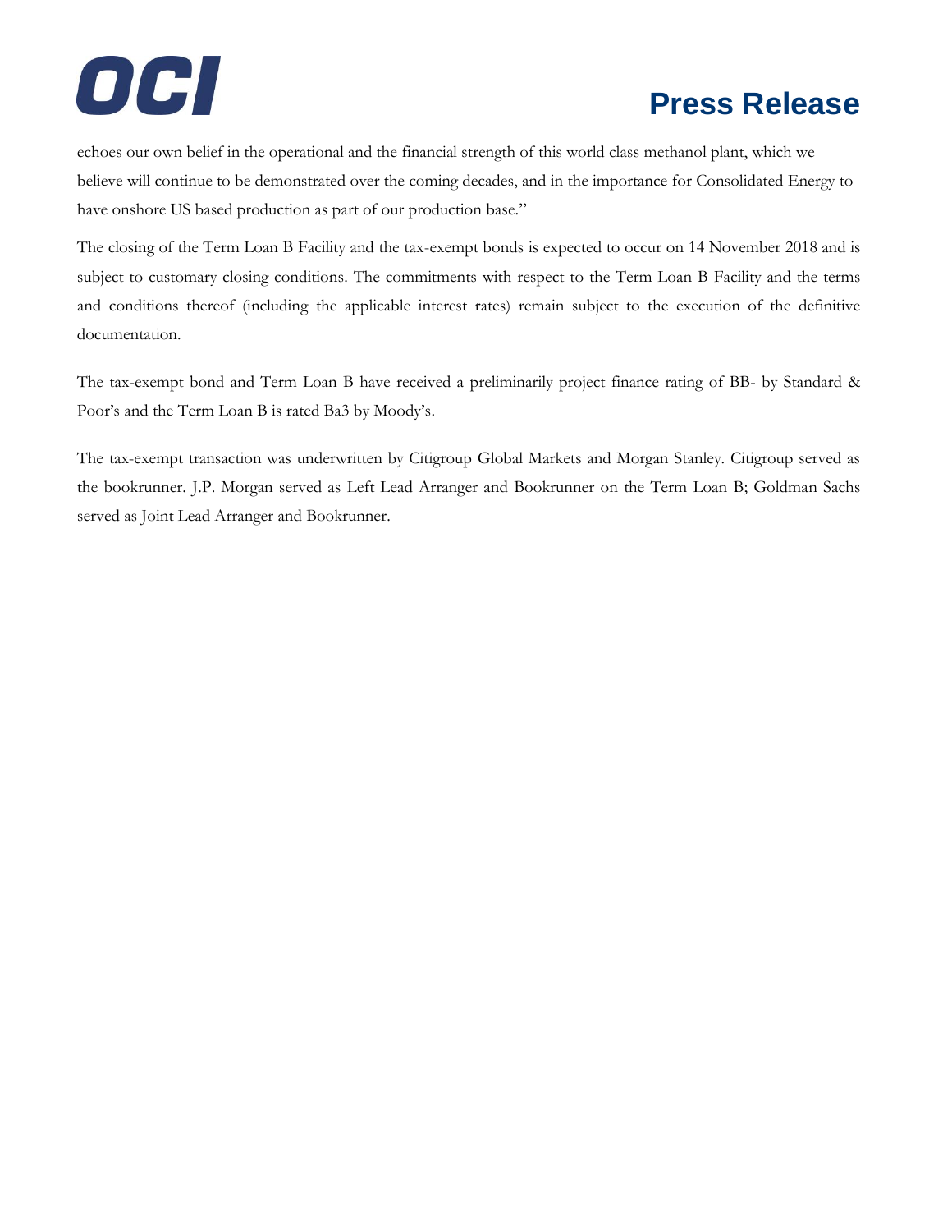echoes our own belief in the operational and the financial strength of this world class methanol plant, which we believe will continue to be demonstrated over the coming decades, and in the importance for Consolidated Energy to have onshore US based production as part of our production base."

The closing of the Term Loan B Facility and the tax-exempt bonds is expected to occur on 14 November 2018 and is subject to customary closing conditions. The commitments with respect to the Term Loan B Facility and the terms and conditions thereof (including the applicable interest rates) remain subject to the execution of the definitive documentation.

The tax-exempt bond and Term Loan B have received a preliminarily project finance rating of BB- by Standard & Poor's and the Term Loan B is rated Ba3 by Moody's.

The tax-exempt transaction was underwritten by Citigroup Global Markets and Morgan Stanley. Citigroup served as the bookrunner. J.P. Morgan served as Left Lead Arranger and Bookrunner on the Term Loan B; Goldman Sachs served as Joint Lead Arranger and Bookrunner.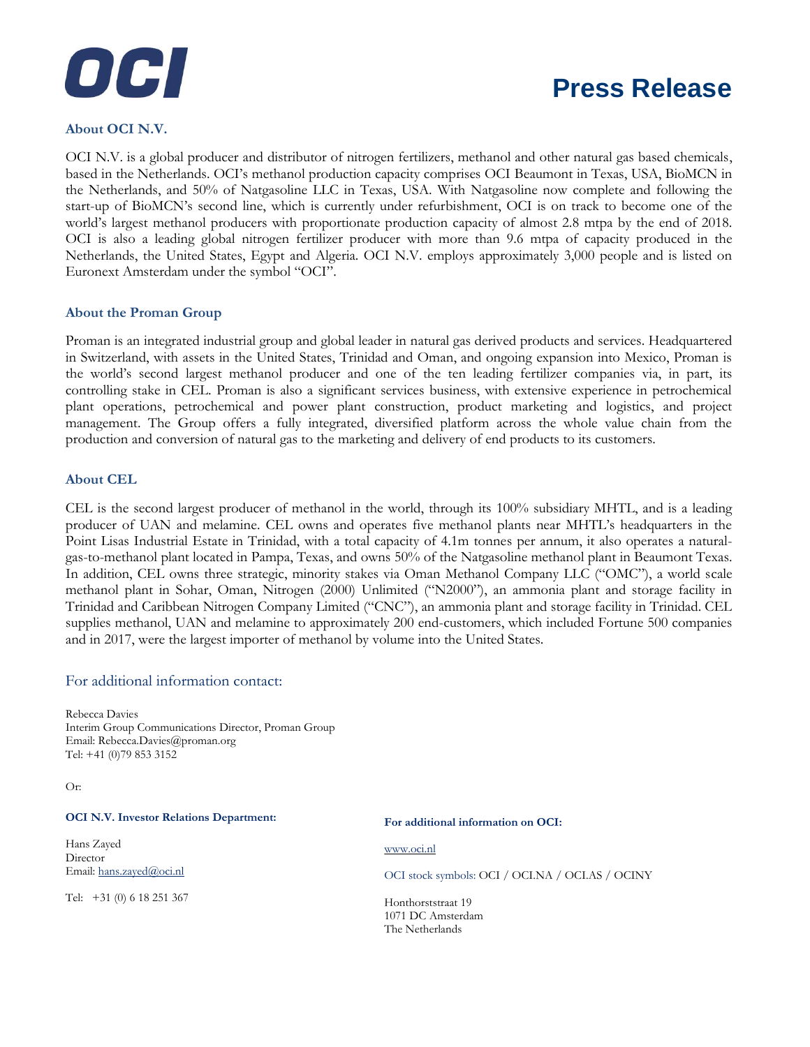**About OCI N.V.**

OCI N.V. is a global producer and distributor of nitrogen fertilizers, methanol and other natural gas based chemicals, based in the Netherlands. OCI's methanol production capacity comprises OCI Beaumont in Texas, USA, BioMCN in the Netherlands, and 50% of Natgasoline LLC in Texas, USA. With Natgasoline now complete and following the start-up of BioMCN's second line, which is currently under refurbishment, OCI is on track to become one of the world's largest methanol producers with proportionate production capacity of almost 2.8 mtpa by the end of 2018. OCI is also a leading global nitrogen fertilizer producer with more than 9.6 mtpa of capacity produced in the Netherlands, the United States, Egypt and Algeria. OCI N.V. employs approximately 3,000 people and is listed on Euronext Amsterdam under the symbol "OCI".

**About the Proman Group**

Proman is an integrated industrial group and global leader in natural gas derived products and services. Headquartered in Switzerland, with assets in the United States, Trinidad and Oman, and ongoing expansion into Mexico, Proman is the world's second largest methanol producer and one of the ten leading fertilizer companies via, in part, its controlling stake in CEL. Proman is also a significant services business, with extensive experience in petrochemical plant operations, petrochemical and power plant construction, product marketing and logistics, and project management. The Group offers a fully integrated, diversified platform across the whole value chain from the production and conversion of natural gas to the marketing and delivery of end products to its customers.

**About CEL**

CEL is the second largest producer of methanol in the world, through its 100% subsidiary MHTL, and is a leading producer of UAN and melamine. CEL owns and operates five methanol plants near MHTL's headquarters in the Point Lisas Industrial Estate in Trinidad, with a total capacity of 4.1m tonnes per annum, it also operates a natural-gas-to-methanol plant located in Pampa, Texas, and owns 50% of the Natgasoline methanol plant in Beaumont Texas. In addition, CEL owns three strategic, minority stakes via Oman Methanol Company LLC ("OMC"), a world scale methanol plant in Sohar, Oman, Nitrogen (2000) Unlimited ("N2000"), an ammonia plant and storage facility in Trinidad and Caribbean Nitrogen Company Limited ("CNC"), an ammonia plant and storage facility in Trinidad. CEL supplies methanol, UAN and melamine to approximately 200 end-customers, which included Fortune 500 companies and in 2017, were the largest importer of methanol by volume into the United States.

For additional information contact:

Rebecca Davies
Interim Group Communications Director, Proman Group
Email: Rebecca.Davies@proman.org
Tel: +41 (0)79 853 3152

Or:

**OCI N.V. Investor Relations Department:**

Hans Zayed
Director
Email: hans.zayed@oci.nl

Tel: +31 (0) 6 18 251 367

**For additional information on OCI:**

www.oci.nl

OCI stock symbols: OCI / OCI.NA / OCI.AS / OCINY

Honthorststraat 19
1071 DC Amsterdam
The Netherlands